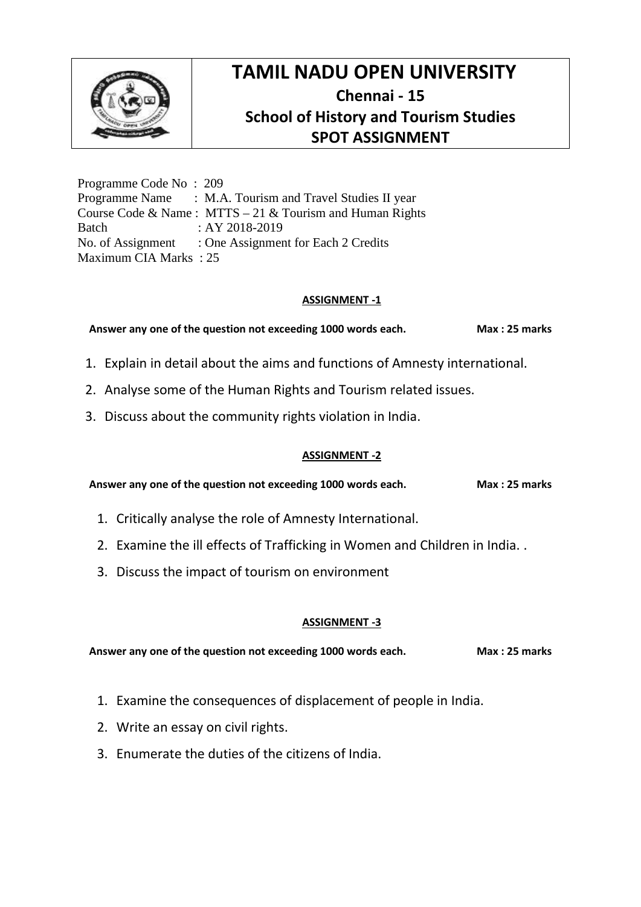# TAMIL NADU OPEN UNIVERSITY

## Chennai - 15

## School of History and Tourism Studies

## SPOT ASSIGNMENT

Programme Code No : 209
Programme Name : M.A. Tourism and Travel Studies II year
Course Code & Name : MTTS – 21 & Tourism and Human Rights
Batch : AY 2018-2019
No. of Assignment : One Assignment for Each 2 Credits
Maximum CIA Marks : 25

### ASSIGNMENT -1

**Answer any one of the question not exceeding 1000 words each. Max : 25 marks**

1. Explain in detail about the aims and functions of Amnesty international.
2. Analyse some of the Human Rights and Tourism related issues.
3. Discuss about the community rights violation in India.

### ASSIGNMENT -2

**Answer any one of the question not exceeding 1000 words each. Max : 25 marks**

1. Critically analyse the role of Amnesty International.
2. Examine the ill effects of Trafficking in Women and Children in India. .
3. Discuss the impact of tourism on environment

### ASSIGNMENT -3

**Answer any one of the question not exceeding 1000 words each. Max : 25 marks**

1. Examine the consequences of displacement of people in India.
2. Write an essay on civil rights.
3. Enumerate the duties of the citizens of India.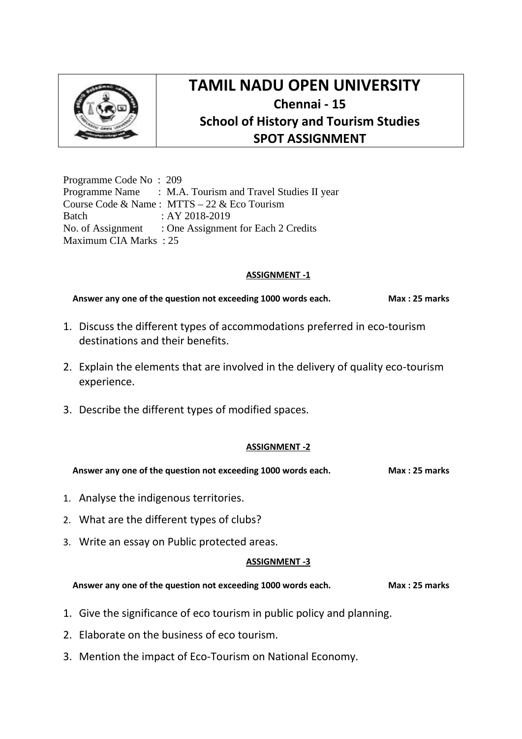# TAMIL NADU OPEN UNIVERSITY

**Chennai - 15**

**School of History and Tourism Studies**

**SPOT ASSIGNMENT**

Programme Code No : 209
Programme Name : M.A. Tourism and Travel Studies II year
Course Code & Name : MTTS – 22 & Eco Tourism
Batch : AY 2018-2019
No. of Assignment : One Assignment for Each 2 Credits
Maximum CIA Marks : 25

## ASSIGNMENT -1

**Answer any one of the question not exceeding 1000 words each. Max : 25 marks**

1. Discuss the different types of accommodations preferred in eco-tourism destinations and their benefits.
2. Explain the elements that are involved in the delivery of quality eco-tourism experience.
3. Describe the different types of modified spaces.

## ASSIGNMENT -2

**Answer any one of the question not exceeding 1000 words each. Max : 25 marks**

1. Analyse the indigenous territories.
2. What are the different types of clubs?
3. Write an essay on Public protected areas.

## ASSIGNMENT -3

**Answer any one of the question not exceeding 1000 words each. Max : 25 marks**

1. Give the significance of eco tourism in public policy and planning.
2. Elaborate on the business of eco tourism.
3. Mention the impact of Eco-Tourism on National Economy.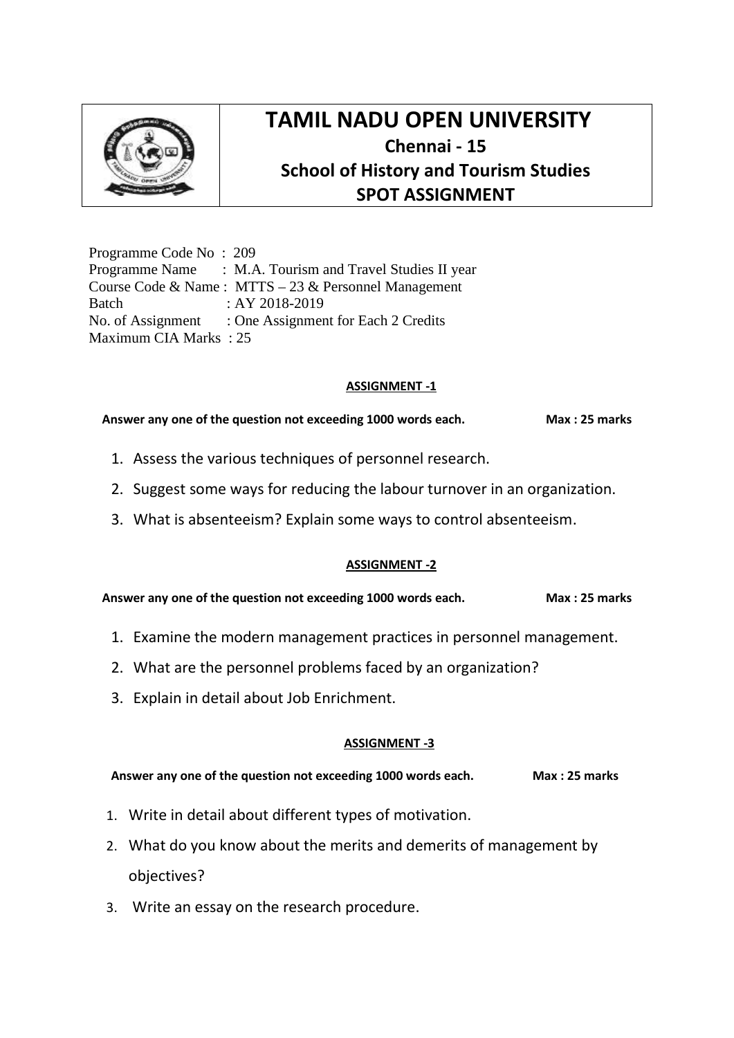# TAMIL NADU OPEN UNIVERSITY

**Chennai - 15**

**School of History and Tourism Studies**

**SPOT ASSIGNMENT**

Programme Code No : 209
Programme Name : M.A. Tourism and Travel Studies II year
Course Code & Name : MTTS – 23 & Personnel Management
Batch : AY 2018-2019
No. of Assignment : One Assignment for Each 2 Credits
Maximum CIA Marks : 25

## ASSIGNMENT -1

**Answer any one of the question not exceeding 1000 words each. Max : 25 marks**

1. Assess the various techniques of personnel research.
2. Suggest some ways for reducing the labour turnover in an organization.
3. What is absenteeism? Explain some ways to control absenteeism.

## ASSIGNMENT -2

**Answer any one of the question not exceeding 1000 words each. Max : 25 marks**

1. Examine the modern management practices in personnel management.
2. What are the personnel problems faced by an organization?
3. Explain in detail about Job Enrichment.

## ASSIGNMENT -3

**Answer any one of the question not exceeding 1000 words each. Max : 25 marks**

1. Write in detail about different types of motivation.
2. What do you know about the merits and demerits of management by objectives?
3. Write an essay on the research procedure.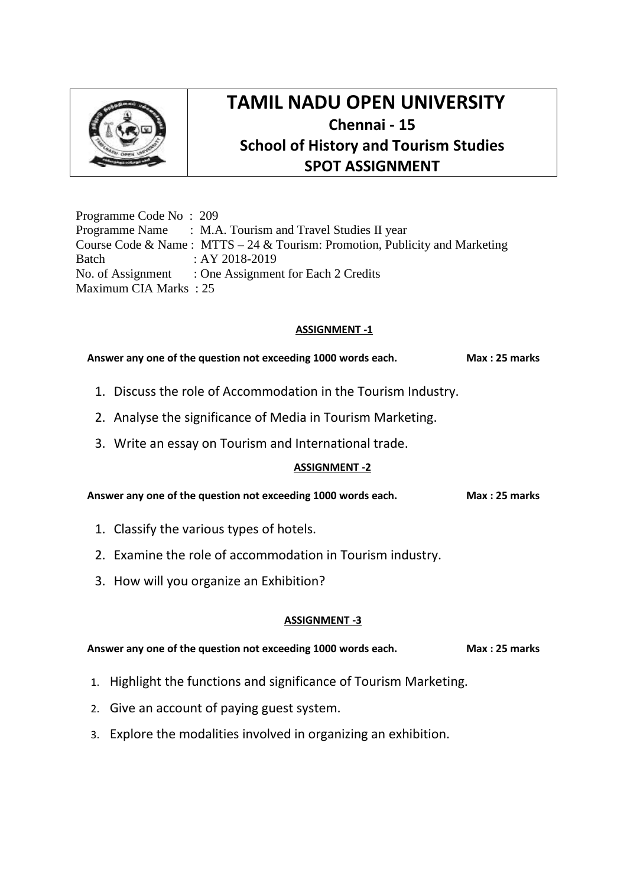# TAMIL NADU OPEN UNIVERSITY

## Chennai - 15

## School of History and Tourism Studies

## SPOT ASSIGNMENT

Programme Code No : 209
Programme Name : M.A. Tourism and Travel Studies II year
Course Code & Name : MTTS – 24 & Tourism: Promotion, Publicity and Marketing
Batch : AY 2018-2019
No. of Assignment : One Assignment for Each 2 Credits
Maximum CIA Marks : 25

### ASSIGNMENT -1

**Answer any one of the question not exceeding 1000 words each. Max : 25 marks**

1. Discuss the role of Accommodation in the Tourism Industry.
2. Analyse the significance of Media in Tourism Marketing.
3. Write an essay on Tourism and International trade.

### ASSIGNMENT -2

**Answer any one of the question not exceeding 1000 words each. Max : 25 marks**

1. Classify the various types of hotels.
2. Examine the role of accommodation in Tourism industry.
3. How will you organize an Exhibition?

### ASSIGNMENT -3

**Answer any one of the question not exceeding 1000 words each. Max : 25 marks**

1. Highlight the functions and significance of Tourism Marketing.
2. Give an account of paying guest system.
3. Explore the modalities involved in organizing an exhibition.